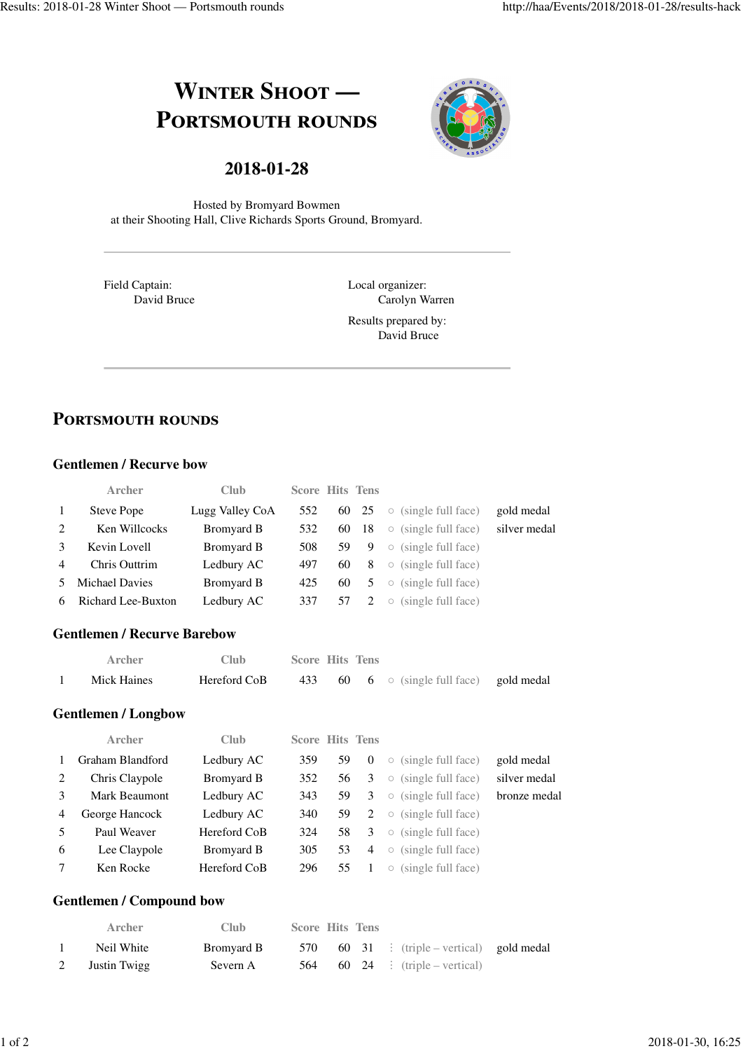# Winter Shoot — Portsmouth rounds

## 2018-01-28

Hosted by Bromyard Bowmen
at their Shooting Hall, Clive Richards Sports Ground, Bromyard.

---

Field Captain:
David Bruce

Local organizer:
Carolyn Warren

Results prepared by:
David Bruce

---

## Portsmouth rounds

### Gentlemen / Recurve bow

| | Archer | Club | Score | Hits | Tens | | |
|---|---|---|---|---|---|---|---|
| 1 | Steve Pope | Lugg Valley CoA | 552 | 60 | 25 | ○ (single full face) | gold medal |
| 2 | Ken Willcocks | Bromyard B | 532 | 60 | 18 | ○ (single full face) | silver medal |
| 3 | Kevin Lovell | Bromyard B | 508 | 59 | 9 | ○ (single full face) | |
| 4 | Chris Outtrim | Ledbury AC | 497 | 60 | 8 | ○ (single full face) | |
| 5 | Michael Davies | Bromyard B | 425 | 60 | 5 | ○ (single full face) | |
| 6 | Richard Lee-Buxton | Ledbury AC | 337 | 57 | 2 | ○ (single full face) | |

### Gentlemen / Recurve Barebow

| | Archer | Club | Score | Hits | Tens | | |
|---|---|---|---|---|---|---|---|
| 1 | Mick Haines | Hereford CoB | 433 | 60 | 6 | ○ (single full face) | gold medal |

### Gentlemen / Longbow

| | Archer | Club | Score | Hits | Tens | | |
|---|---|---|---|---|---|---|---|
| 1 | Graham Blandford | Ledbury AC | 359 | 59 | 0 | ○ (single full face) | gold medal |
| 2 | Chris Claypole | Bromyard B | 352 | 56 | 3 | ○ (single full face) | silver medal |
| 3 | Mark Beaumont | Ledbury AC | 343 | 59 | 3 | ○ (single full face) | bronze medal |
| 4 | George Hancock | Ledbury AC | 340 | 59 | 2 | ○ (single full face) | |
| 5 | Paul Weaver | Hereford CoB | 324 | 58 | 3 | ○ (single full face) | |
| 6 | Lee Claypole | Bromyard B | 305 | 53 | 4 | ○ (single full face) | |
| 7 | Ken Rocke | Hereford CoB | 296 | 55 | 1 | ○ (single full face) | |

### Gentlemen / Compound bow

| | Archer | Club | Score | Hits | Tens | | |
|---|---|---|---|---|---|---|---|
| 1 | Neil White | Bromyard B | 570 | 60 | 31 | ⋮ (triple – vertical) | gold medal |
| 2 | Justin Twigg | Severn A | 564 | 60 | 24 | ⋮ (triple – vertical) | |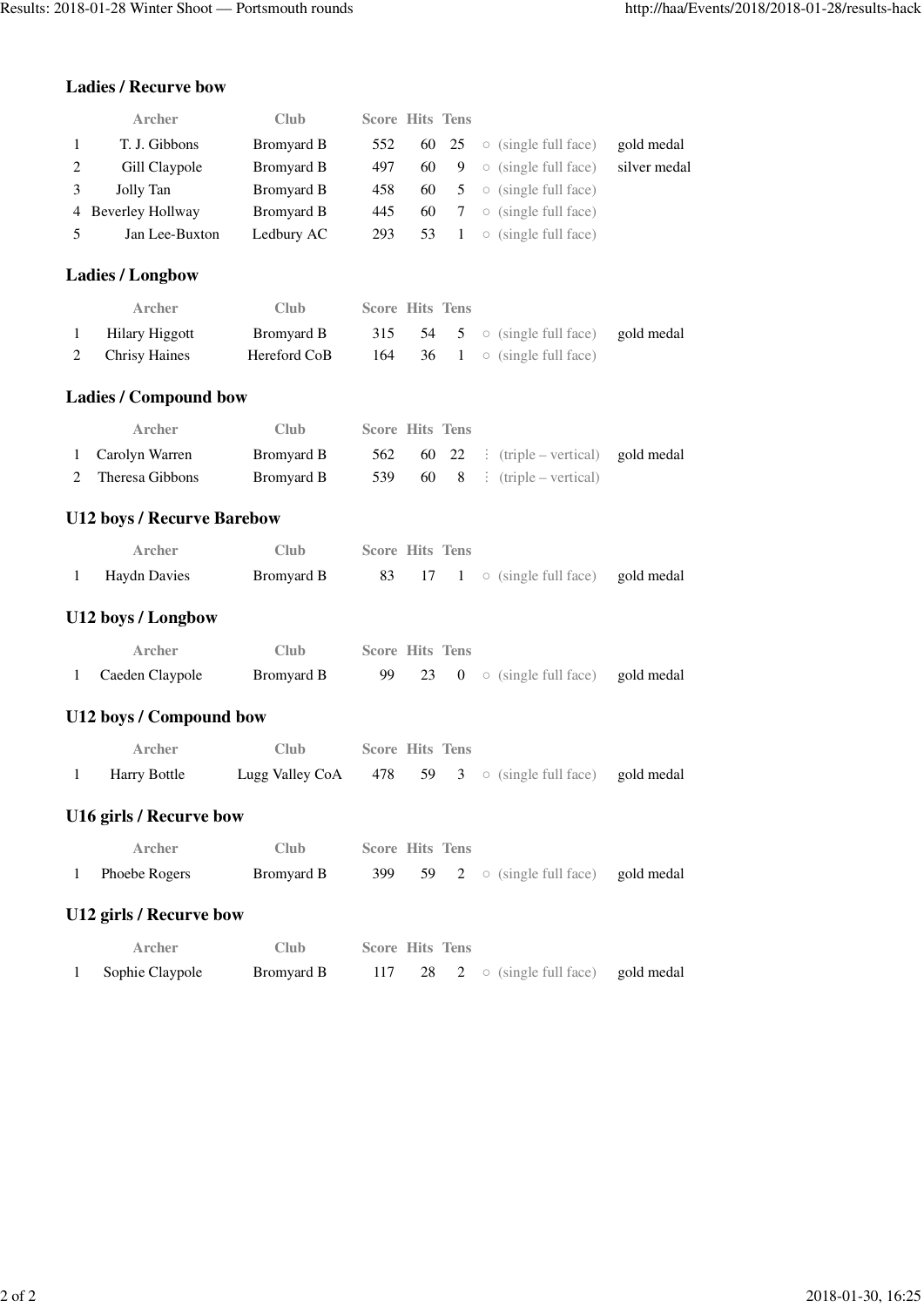### Ladies / Recurve bow

| | Archer | Club | Score | Hits | Tens | | |
|---|---|---|---|---|---|---|---|
| 1 | T. J. Gibbons | Bromyard B | 552 | 60 | 25 | ○ (single full face) | gold medal |
| 2 | Gill Claypole | Bromyard B | 497 | 60 | 9 | ○ (single full face) | silver medal |
| 3 | Jolly Tan | Bromyard B | 458 | 60 | 5 | ○ (single full face) | |
| 4 | Beverley Hollway | Bromyard B | 445 | 60 | 7 | ○ (single full face) | |
| 5 | Jan Lee-Buxton | Ledbury AC | 293 | 53 | 1 | ○ (single full face) | |

### Ladies / Longbow

| | Archer | Club | Score | Hits | Tens | | |
|---|---|---|---|---|---|---|---|
| 1 | Hilary Higgott | Bromyard B | 315 | 54 | 5 | ○ (single full face) | gold medal |
| 2 | Chrisy Haines | Hereford CoB | 164 | 36 | 1 | ○ (single full face) | |

### Ladies / Compound bow

| | Archer | Club | Score | Hits | Tens | | |
|---|---|---|---|---|---|---|---|
| 1 | Carolyn Warren | Bromyard B | 562 | 60 | 22 | ⋮ (triple – vertical) | gold medal |
| 2 | Theresa Gibbons | Bromyard B | 539 | 60 | 8 | ⋮ (triple – vertical) | |

### U12 boys / Recurve Barebow

| | Archer | Club | Score | Hits | Tens | | |
|---|---|---|---|---|---|---|---|
| 1 | Haydn Davies | Bromyard B | 83 | 17 | 1 | ○ (single full face) | gold medal |

### U12 boys / Longbow

| | Archer | Club | Score | Hits | Tens | | |
|---|---|---|---|---|---|---|---|
| 1 | Caeden Claypole | Bromyard B | 99 | 23 | 0 | ○ (single full face) | gold medal |

### U12 boys / Compound bow

| | Archer | Club | Score | Hits | Tens | | |
|---|---|---|---|---|---|---|---|
| 1 | Harry Bottle | Lugg Valley CoA | 478 | 59 | 3 | ○ (single full face) | gold medal |

### U16 girls / Recurve bow

| | Archer | Club | Score | Hits | Tens | | |
|---|---|---|---|---|---|---|---|
| 1 | Phoebe Rogers | Bromyard B | 399 | 59 | 2 | ○ (single full face) | gold medal |

### U12 girls / Recurve bow

| | Archer | Club | Score | Hits | Tens | | |
|---|---|---|---|---|---|---|---|
| 1 | Sophie Claypole | Bromyard B | 117 | 28 | 2 | ○ (single full face) | gold medal |